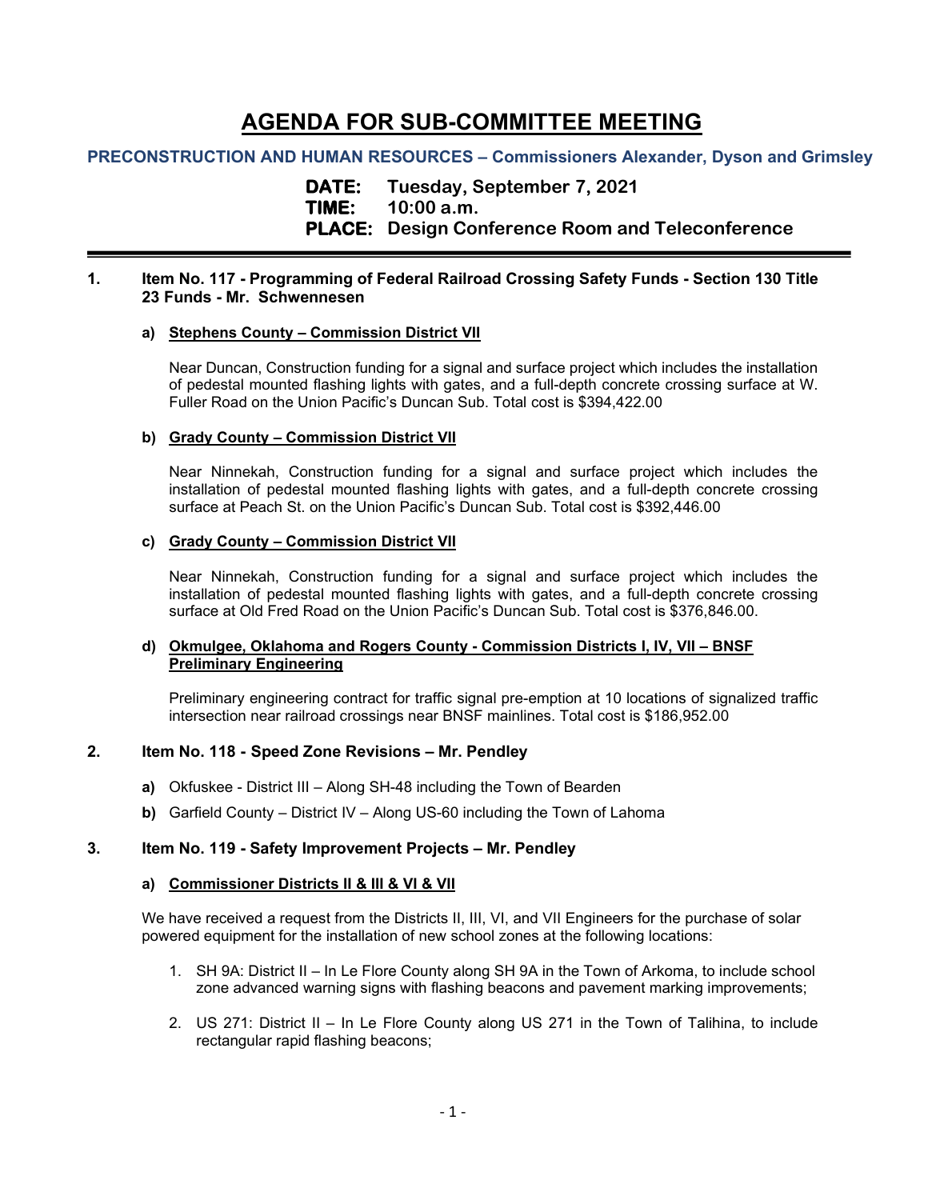# AGENDA FOR SUB-COMMITTEE MEETING

## PRECONSTRUCTION AND HUMAN RESOURCES – Commissioners Alexander, Dyson and Grimsley

**DATE:** Tuesday, September 7, 2021
**TIME:** 10:00 a.m.
**PLACE:** Design Conference Room and Teleconference

---

**1. Item No. 117 - Programming of Federal Railroad Crossing Safety Funds - Section 130 Title 23 Funds - Mr. Schwennesen**

**a) <u>Stephens County – Commission District VII</u>**

Near Duncan, Construction funding for a signal and surface project which includes the installation of pedestal mounted flashing lights with gates, and a full-depth concrete crossing surface at W. Fuller Road on the Union Pacific's Duncan Sub. Total cost is $394,422.00

**b) <u>Grady County – Commission District VII</u>**

Near Ninnekah, Construction funding for a signal and surface project which includes the installation of pedestal mounted flashing lights with gates, and a full-depth concrete crossing surface at Peach St. on the Union Pacific's Duncan Sub. Total cost is $392,446.00

**c) <u>Grady County – Commission District VII</u>**

Near Ninnekah, Construction funding for a signal and surface project which includes the installation of pedestal mounted flashing lights with gates, and a full-depth concrete crossing surface at Old Fred Road on the Union Pacific's Duncan Sub. Total cost is $376,846.00.

**d) <u>Okmulgee, Oklahoma and Rogers County - Commission Districts I, IV, VII – BNSF Preliminary Engineering</u>**

Preliminary engineering contract for traffic signal pre-emption at 10 locations of signalized traffic intersection near railroad crossings near BNSF mainlines. Total cost is $186,952.00

**2. Item No. 118 - Speed Zone Revisions – Mr. Pendley**

**a)** Okfuskee - District III – Along SH-48 including the Town of Bearden

**b)** Garfield County – District IV – Along US-60 including the Town of Lahoma

**3. Item No. 119 - Safety Improvement Projects – Mr. Pendley**

**a) <u>Commissioner Districts II & III & VI & VII</u>**

We have received a request from the Districts II, III, VI, and VII Engineers for the purchase of solar powered equipment for the installation of new school zones at the following locations:

1. SH 9A: District II – In Le Flore County along SH 9A in the Town of Arkoma, to include school zone advanced warning signs with flashing beacons and pavement marking improvements;
2. US 271: District II – In Le Flore County along US 271 in the Town of Talihina, to include rectangular rapid flashing beacons;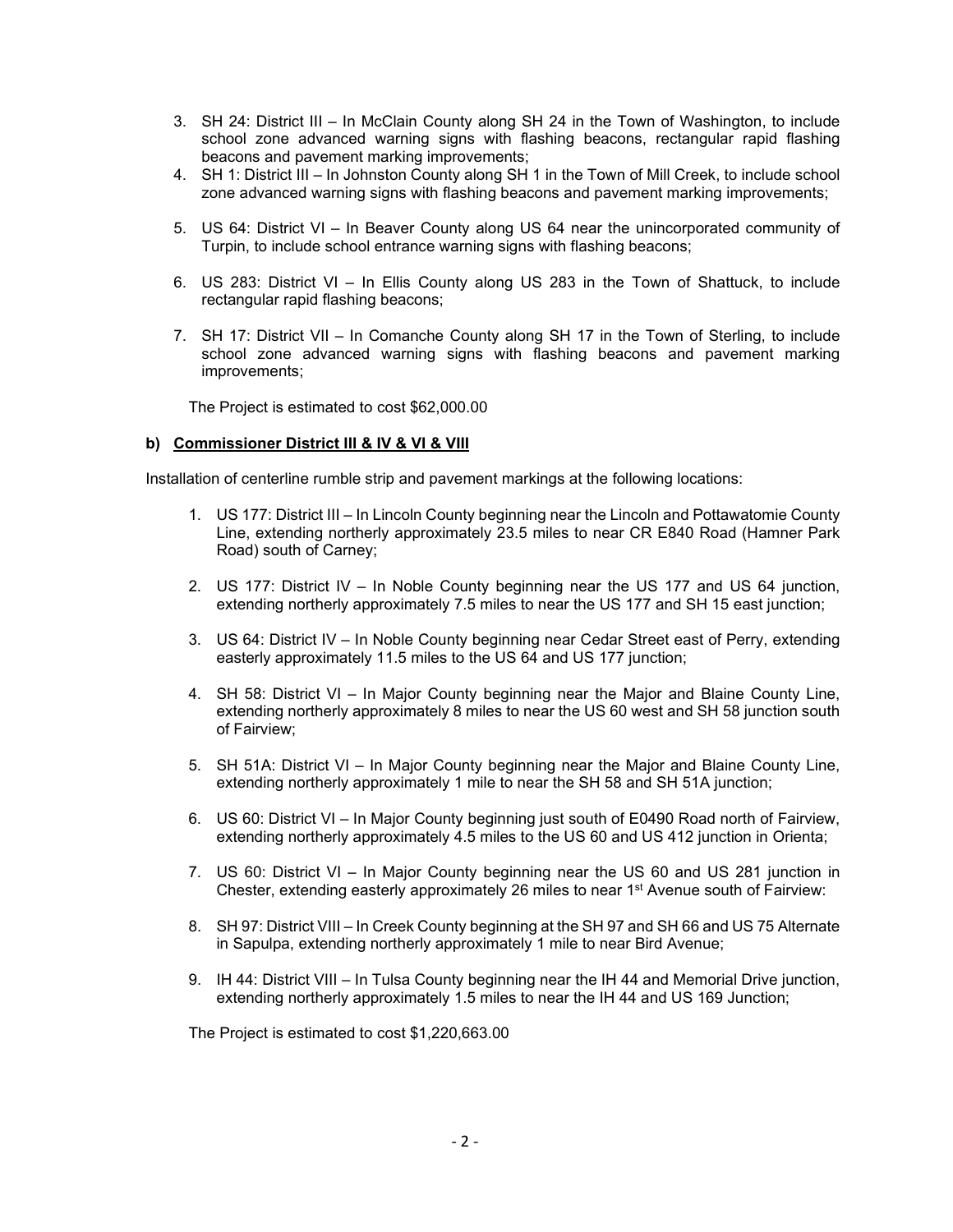3. SH 24: District III – In McClain County along SH 24 in the Town of Washington, to include school zone advanced warning signs with flashing beacons, rectangular rapid flashing beacons and pavement marking improvements;
4. SH 1: District III – In Johnston County along SH 1 in the Town of Mill Creek, to include school zone advanced warning signs with flashing beacons and pavement marking improvements;
5. US 64: District VI – In Beaver County along US 64 near the unincorporated community of Turpin, to include school entrance warning signs with flashing beacons;
6. US 283: District VI – In Ellis County along US 283 in the Town of Shattuck, to include rectangular rapid flashing beacons;
7. SH 17: District VII – In Comanche County along SH 17 in the Town of Sterling, to include school zone advanced warning signs with flashing beacons and pavement marking improvements;

The Project is estimated to cost $62,000.00

**b) <u>Commissioner District III & IV & VI & VIII</u>**

Installation of centerline rumble strip and pavement markings at the following locations:

1. US 177: District III – In Lincoln County beginning near the Lincoln and Pottawatomie County Line, extending northerly approximately 23.5 miles to near CR E840 Road (Hamner Park Road) south of Carney;
2. US 177: District IV – In Noble County beginning near the US 177 and US 64 junction, extending northerly approximately 7.5 miles to near the US 177 and SH 15 east junction;
3. US 64: District IV – In Noble County beginning near Cedar Street east of Perry, extending easterly approximately 11.5 miles to the US 64 and US 177 junction;
4. SH 58: District VI – In Major County beginning near the Major and Blaine County Line, extending northerly approximately 8 miles to near the US 60 west and SH 58 junction south of Fairview;
5. SH 51A: District VI – In Major County beginning near the Major and Blaine County Line, extending northerly approximately 1 mile to near the SH 58 and SH 51A junction;
6. US 60: District VI – In Major County beginning just south of E0490 Road north of Fairview, extending northerly approximately 4.5 miles to the US 60 and US 412 junction in Orienta;
7. US 60: District VI – In Major County beginning near the US 60 and US 281 junction in Chester, extending easterly approximately 26 miles to near 1st Avenue south of Fairview:
8. SH 97: District VIII – In Creek County beginning at the SH 97 and SH 66 and US 75 Alternate in Sapulpa, extending northerly approximately 1 mile to near Bird Avenue;
9. IH 44: District VIII – In Tulsa County beginning near the IH 44 and Memorial Drive junction, extending northerly approximately 1.5 miles to near the IH 44 and US 169 Junction;

The Project is estimated to cost $1,220,663.00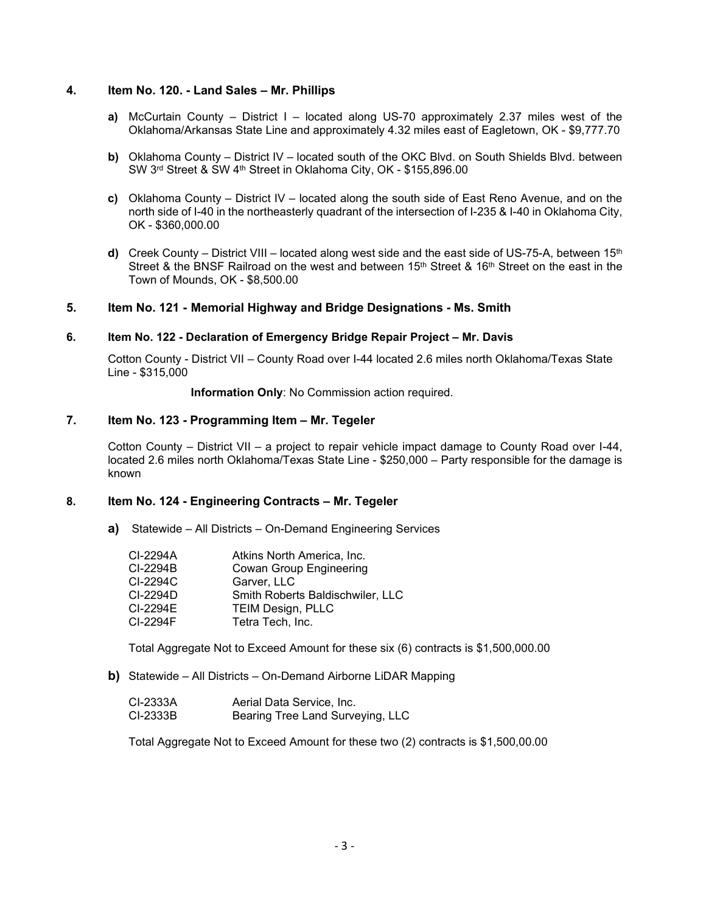## 4. Item No. 120. - Land Sales – Mr. Phillips

**a)** McCurtain County – District I – located along US-70 approximately 2.37 miles west of the Oklahoma/Arkansas State Line and approximately 4.32 miles east of Eagletown, OK - $9,777.70

**b)** Oklahoma County – District IV – located south of the OKC Blvd. on South Shields Blvd. between SW 3rd Street & SW 4th Street in Oklahoma City, OK - $155,896.00

**c)** Oklahoma County – District IV – located along the south side of East Reno Avenue, and on the north side of I-40 in the northeasterly quadrant of the intersection of I-235 & I-40 in Oklahoma City, OK - $360,000.00

**d)** Creek County – District VIII – located along west side and the east side of US-75-A, between 15th Street & the BNSF Railroad on the west and between 15th Street & 16th Street on the east in the Town of Mounds, OK - $8,500.00

## 5. Item No. 121 - Memorial Highway and Bridge Designations - Ms. Smith

## 6. Item No. 122 - Declaration of Emergency Bridge Repair Project – Mr. Davis

Cotton County - District VII – County Road over I-44 located 2.6 miles north Oklahoma/Texas State Line - $315,000

**Information Only**: No Commission action required.

## 7. Item No. 123 - Programming Item – Mr. Tegeler

Cotton County – District VII – a project to repair vehicle impact damage to County Road over I-44, located 2.6 miles north Oklahoma/Texas State Line - $250,000 – Party responsible for the damage is known

## 8. Item No. 124 - Engineering Contracts – Mr. Tegeler

**a)** Statewide – All Districts – On-Demand Engineering Services

| | |
|---|---|
| CI-2294A | Atkins North America, Inc. |
| CI-2294B | Cowan Group Engineering |
| CI-2294C | Garver, LLC |
| CI-2294D | Smith Roberts Baldischwiler, LLC |
| CI-2294E | TEIM Design, PLLC |
| CI-2294F | Tetra Tech, Inc. |

Total Aggregate Not to Exceed Amount for these six (6) contracts is $1,500,000.00

**b)** Statewide – All Districts – On-Demand Airborne LiDAR Mapping

| | |
|---|---|
| CI-2333A | Aerial Data Service, Inc. |
| CI-2333B | Bearing Tree Land Surveying, LLC |

Total Aggregate Not to Exceed Amount for these two (2) contracts is $1,500,00.00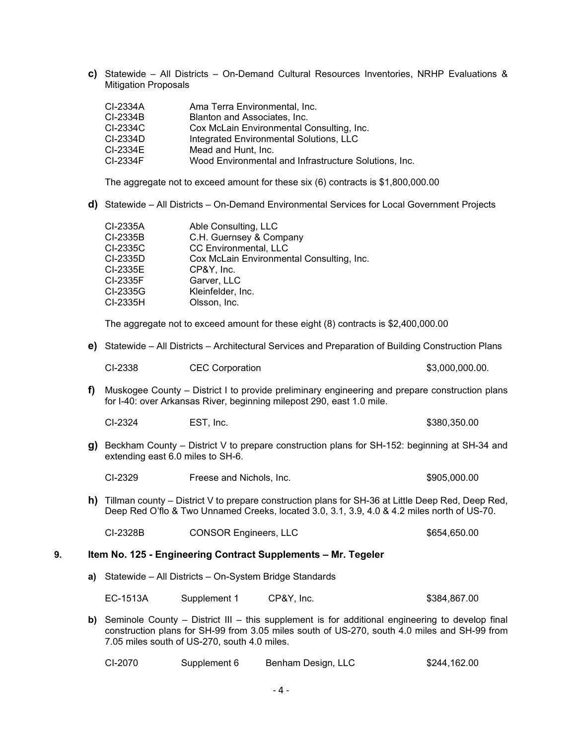**c)** Statewide – All Districts – On-Demand Cultural Resources Inventories, NRHP Evaluations & Mitigation Proposals

| | |
|---|---|
| CI-2334A | Ama Terra Environmental, Inc. |
| CI-2334B | Blanton and Associates, Inc. |
| CI-2334C | Cox McLain Environmental Consulting, Inc. |
| CI-2334D | Integrated Environmental Solutions, LLC |
| CI-2334E | Mead and Hunt, Inc. |
| CI-2334F | Wood Environmental and Infrastructure Solutions, Inc. |

The aggregate not to exceed amount for these six (6) contracts is $1,800,000.00

**d)** Statewide – All Districts – On-Demand Environmental Services for Local Government Projects

| | |
|---|---|
| CI-2335A | Able Consulting, LLC |
| CI-2335B | C.H. Guernsey & Company |
| CI-2335C | CC Environmental, LLC |
| CI-2335D | Cox McLain Environmental Consulting, Inc. |
| CI-2335E | CP&Y, Inc. |
| CI-2335F | Garver, LLC |
| CI-2335G | Kleinfelder, Inc. |
| CI-2335H | Olsson, Inc. |

The aggregate not to exceed amount for these eight (8) contracts is $2,400,000.00

**e)** Statewide – All Districts – Architectural Services and Preparation of Building Construction Plans

| | | |
|---|---|---|
| CI-2338 | CEC Corporation | $3,000,000.00. |

**f)** Muskogee County – District I to provide preliminary engineering and prepare construction plans for I-40: over Arkansas River, beginning milepost 290, east 1.0 mile.

| | | |
|---|---|---|
| CI-2324 | EST, Inc. | $380,350.00 |

**g)** Beckham County – District V to prepare construction plans for SH-152: beginning at SH-34 and extending east 6.0 miles to SH-6.

| | | |
|---|---|---|
| CI-2329 | Freese and Nichols, Inc. | $905,000.00 |

**h)** Tillman county – District V to prepare construction plans for SH-36 at Little Deep Red, Deep Red, Deep Red O'flo & Two Unnamed Creeks, located 3.0, 3.1, 3.9, 4.0 & 4.2 miles north of US-70.

| | | |
|---|---|---|
| CI-2328B | CONSOR Engineers, LLC | $654,650.00 |

**9. Item No. 125 - Engineering Contract Supplements – Mr. Tegeler**

**a)** Statewide – All Districts – On-System Bridge Standards

| | | | |
|---|---|---|---|
| EC-1513A | Supplement 1 | CP&Y, Inc. | $384,867.00 |

**b)** Seminole County – District III – this supplement is for additional engineering to develop final construction plans for SH-99 from 3.05 miles south of US-270, south 4.0 miles and SH-99 from 7.05 miles south of US-270, south 4.0 miles.

| | | | |
|---|---|---|---|
| CI-2070 | Supplement 6 | Benham Design, LLC | $244,162.00 |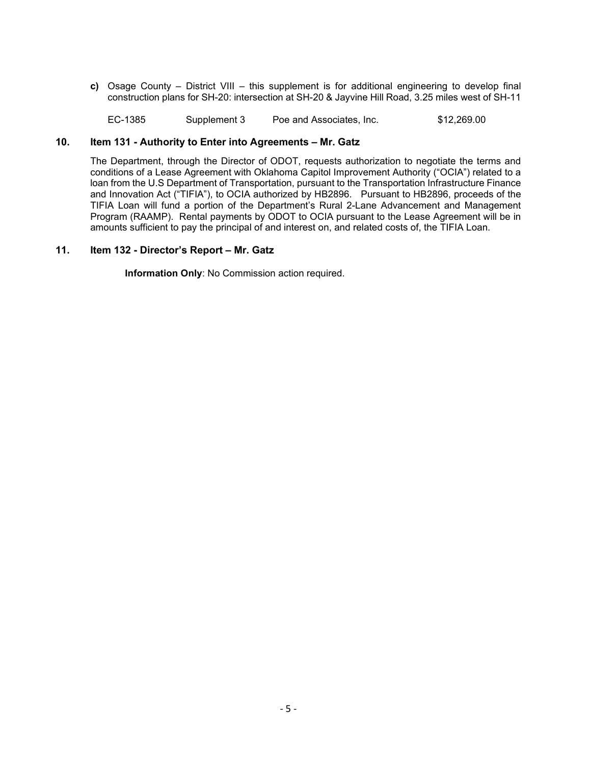**c)** Osage County – District VIII – this supplement is for additional engineering to develop final construction plans for SH-20: intersection at SH-20 & Jayvine Hill Road, 3.25 miles west of SH-11

| | | | |
|---|---|---|---|
| EC-1385 | Supplement 3 | Poe and Associates, Inc. | $12,269.00 |

## 10. Item 131 - Authority to Enter into Agreements – Mr. Gatz

The Department, through the Director of ODOT, requests authorization to negotiate the terms and conditions of a Lease Agreement with Oklahoma Capitol Improvement Authority ("OCIA") related to a loan from the U.S Department of Transportation, pursuant to the Transportation Infrastructure Finance and Innovation Act ("TIFIA"), to OCIA authorized by HB2896. Pursuant to HB2896, proceeds of the TIFIA Loan will fund a portion of the Department's Rural 2-Lane Advancement and Management Program (RAAMP). Rental payments by ODOT to OCIA pursuant to the Lease Agreement will be in amounts sufficient to pay the principal of and interest on, and related costs of, the TIFIA Loan.

## 11. Item 132 - Director's Report – Mr. Gatz

**Information Only**: No Commission action required.